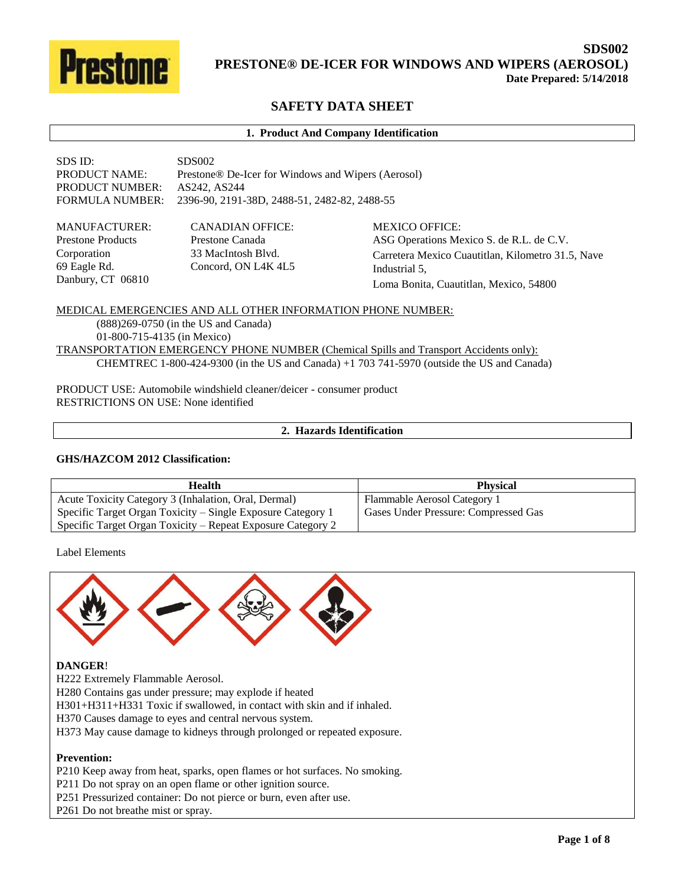**SDS002**
**PRESTONE® DE-ICER FOR WINDOWS AND WIPERS (AEROSOL)**
**Date Prepared: 5/14/2018**

# SAFETY DATA SHEET

## 1. Product And Company Identification

SDS ID: SDS002
PRODUCT NAME: Prestone® De-Icer for Windows and Wipers (Aerosol)
PRODUCT NUMBER: AS242, AS244
FORMULA NUMBER: 2396-90, 2191-38D, 2488-51, 2482-82, 2488-55

MANUFACTURER:
Prestone Products Corporation
69 Eagle Rd.
Danbury, CT 06810

CANADIAN OFFICE:
Prestone Canada
33 MacIntosh Blvd.
Concord, ON L4K 4L5

MEXICO OFFICE:
ASG Operations Mexico S. de R.L. de C.V.
Carretera Mexico Cuautitlan, Kilometro 31.5, Nave Industrial 5,
Loma Bonita, Cuautitlan, Mexico, 54800

MEDICAL EMERGENCIES AND ALL OTHER INFORMATION PHONE NUMBER:
(888)269-0750 (in the US and Canada)
01-800-715-4135 (in Mexico)

TRANSPORTATION EMERGENCY PHONE NUMBER (Chemical Spills and Transport Accidents only):
CHEMTREC 1-800-424-9300 (in the US and Canada) +1 703 741-5970 (outside the US and Canada)

PRODUCT USE: Automobile windshield cleaner/deicer - consumer product
RESTRICTIONS ON USE: None identified

## 2. Hazards Identification

**GHS/HAZCOM 2012 Classification:**

| Health | Physical |
| --- | --- |
| Acute Toxicity Category 3 (Inhalation, Oral, Dermal) | Flammable Aerosol Category 1 |
| Specific Target Organ Toxicity – Single Exposure Category 1 | Gases Under Pressure: Compressed Gas |
| Specific Target Organ Toxicity – Repeat Exposure Category 2 | |

Label Elements

**DANGER**!
H222 Extremely Flammable Aerosol.
H280 Contains gas under pressure; may explode if heated
H301+H311+H331 Toxic if swallowed, in contact with skin and if inhaled.
H370 Causes damage to eyes and central nervous system.
H373 May cause damage to kidneys through prolonged or repeated exposure.

**Prevention:**
P210 Keep away from heat, sparks, open flames or hot surfaces. No smoking.
P211 Do not spray on an open flame or other ignition source.
P251 Pressurized container: Do not pierce or burn, even after use.
P261 Do not breathe mist or spray.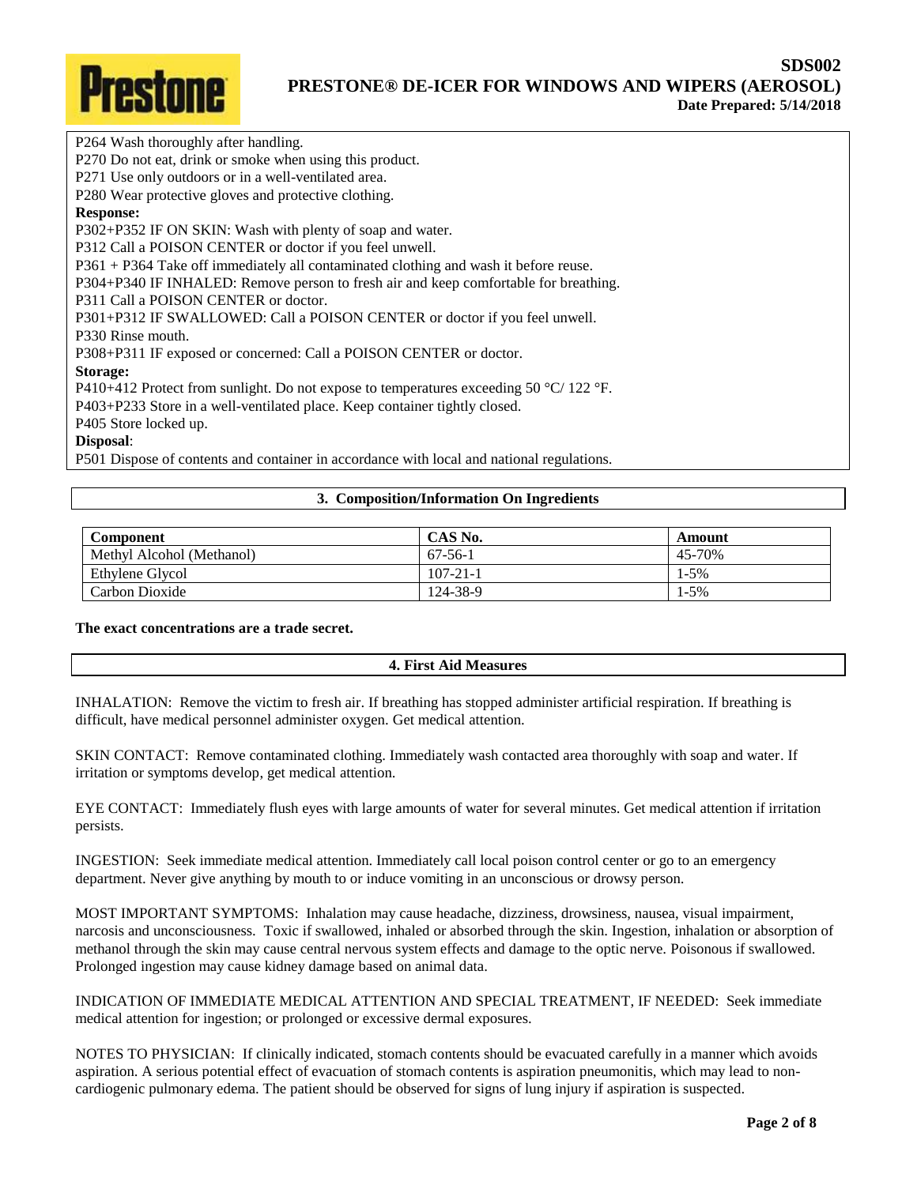P264 Wash thoroughly after handling.
P270 Do not eat, drink or smoke when using this product.
P271 Use only outdoors or in a well-ventilated area.
P280 Wear protective gloves and protective clothing.

**Response:**

P302+P352 IF ON SKIN: Wash with plenty of soap and water.
P312 Call a POISON CENTER or doctor if you feel unwell.
P361 + P364 Take off immediately all contaminated clothing and wash it before reuse.
P304+P340 IF INHALED: Remove person to fresh air and keep comfortable for breathing.
P311 Call a POISON CENTER or doctor.
P301+P312 IF SWALLOWED: Call a POISON CENTER or doctor if you feel unwell.
P330 Rinse mouth.
P308+P311 IF exposed or concerned: Call a POISON CENTER or doctor.

**Storage:**

P410+412 Protect from sunlight. Do not expose to temperatures exceeding 50 °C/ 122 °F.
P403+P233 Store in a well-ventilated place. Keep container tightly closed.
P405 Store locked up.

**Disposal**:

P501 Dispose of contents and container in accordance with local and national regulations.

## 3. Composition/Information On Ingredients

| Component | CAS No. | Amount |
|---|---|---|
| Methyl Alcohol (Methanol) | 67-56-1 | 45-70% |
| Ethylene Glycol | 107-21-1 | 1-5% |
| Carbon Dioxide | 124-38-9 | 1-5% |

**The exact concentrations are a trade secret.**

## 4. First Aid Measures

INHALATION: Remove the victim to fresh air. If breathing has stopped administer artificial respiration. If breathing is difficult, have medical personnel administer oxygen. Get medical attention.

SKIN CONTACT: Remove contaminated clothing. Immediately wash contacted area thoroughly with soap and water. If irritation or symptoms develop, get medical attention.

EYE CONTACT: Immediately flush eyes with large amounts of water for several minutes. Get medical attention if irritation persists.

INGESTION: Seek immediate medical attention. Immediately call local poison control center or go to an emergency department. Never give anything by mouth to or induce vomiting in an unconscious or drowsy person.

MOST IMPORTANT SYMPTOMS: Inhalation may cause headache, dizziness, drowsiness, nausea, visual impairment, narcosis and unconsciousness. Toxic if swallowed, inhaled or absorbed through the skin. Ingestion, inhalation or absorption of methanol through the skin may cause central nervous system effects and damage to the optic nerve. Poisonous if swallowed. Prolonged ingestion may cause kidney damage based on animal data.

INDICATION OF IMMEDIATE MEDICAL ATTENTION AND SPECIAL TREATMENT, IF NEEDED: Seek immediate medical attention for ingestion; or prolonged or excessive dermal exposures.

NOTES TO PHYSICIAN: If clinically indicated, stomach contents should be evacuated carefully in a manner which avoids aspiration. A serious potential effect of evacuation of stomach contents is aspiration pneumonitis, which may lead to non-cardiogenic pulmonary edema. The patient should be observed for signs of lung injury if aspiration is suspected.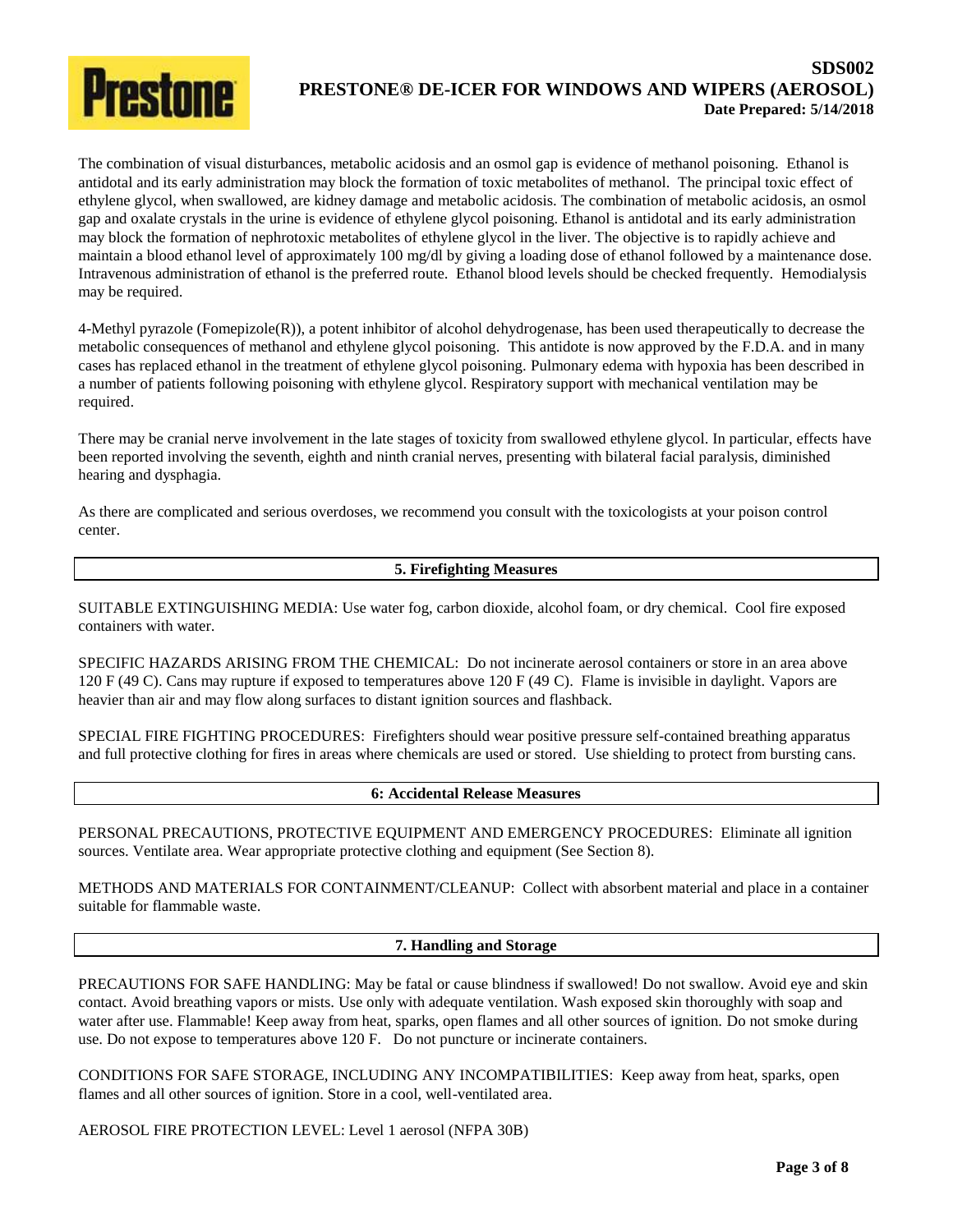The combination of visual disturbances, metabolic acidosis and an osmol gap is evidence of methanol poisoning. Ethanol is antidotal and its early administration may block the formation of toxic metabolites of methanol. The principal toxic effect of ethylene glycol, when swallowed, are kidney damage and metabolic acidosis. The combination of metabolic acidosis, an osmol gap and oxalate crystals in the urine is evidence of ethylene glycol poisoning. Ethanol is antidotal and its early administration may block the formation of nephrotoxic metabolites of ethylene glycol in the liver. The objective is to rapidly achieve and maintain a blood ethanol level of approximately 100 mg/dl by giving a loading dose of ethanol followed by a maintenance dose. Intravenous administration of ethanol is the preferred route. Ethanol blood levels should be checked frequently. Hemodialysis may be required.

4-Methyl pyrazole (Fomepizole(R)), a potent inhibitor of alcohol dehydrogenase, has been used therapeutically to decrease the metabolic consequences of methanol and ethylene glycol poisoning. This antidote is now approved by the F.D.A. and in many cases has replaced ethanol in the treatment of ethylene glycol poisoning. Pulmonary edema with hypoxia has been described in a number of patients following poisoning with ethylene glycol. Respiratory support with mechanical ventilation may be required.

There may be cranial nerve involvement in the late stages of toxicity from swallowed ethylene glycol. In particular, effects have been reported involving the seventh, eighth and ninth cranial nerves, presenting with bilateral facial paralysis, diminished hearing and dysphagia.

As there are complicated and serious overdoses, we recommend you consult with the toxicologists at your poison control center.

## 5. Firefighting Measures

SUITABLE EXTINGUISHING MEDIA: Use water fog, carbon dioxide, alcohol foam, or dry chemical. Cool fire exposed containers with water.

SPECIFIC HAZARDS ARISING FROM THE CHEMICAL: Do not incinerate aerosol containers or store in an area above 120 F (49 C). Cans may rupture if exposed to temperatures above 120 F (49 C). Flame is invisible in daylight. Vapors are heavier than air and may flow along surfaces to distant ignition sources and flashback.

SPECIAL FIRE FIGHTING PROCEDURES: Firefighters should wear positive pressure self-contained breathing apparatus and full protective clothing for fires in areas where chemicals are used or stored. Use shielding to protect from bursting cans.

## 6: Accidental Release Measures

PERSONAL PRECAUTIONS, PROTECTIVE EQUIPMENT AND EMERGENCY PROCEDURES: Eliminate all ignition sources. Ventilate area. Wear appropriate protective clothing and equipment (See Section 8).

METHODS AND MATERIALS FOR CONTAINMENT/CLEANUP: Collect with absorbent material and place in a container suitable for flammable waste.

## 7. Handling and Storage

PRECAUTIONS FOR SAFE HANDLING: May be fatal or cause blindness if swallowed! Do not swallow. Avoid eye and skin contact. Avoid breathing vapors or mists. Use only with adequate ventilation. Wash exposed skin thoroughly with soap and water after use. Flammable! Keep away from heat, sparks, open flames and all other sources of ignition. Do not smoke during use. Do not expose to temperatures above 120 F. Do not puncture or incinerate containers.

CONDITIONS FOR SAFE STORAGE, INCLUDING ANY INCOMPATIBILITIES: Keep away from heat, sparks, open flames and all other sources of ignition. Store in a cool, well-ventilated area.

AEROSOL FIRE PROTECTION LEVEL: Level 1 aerosol (NFPA 30B)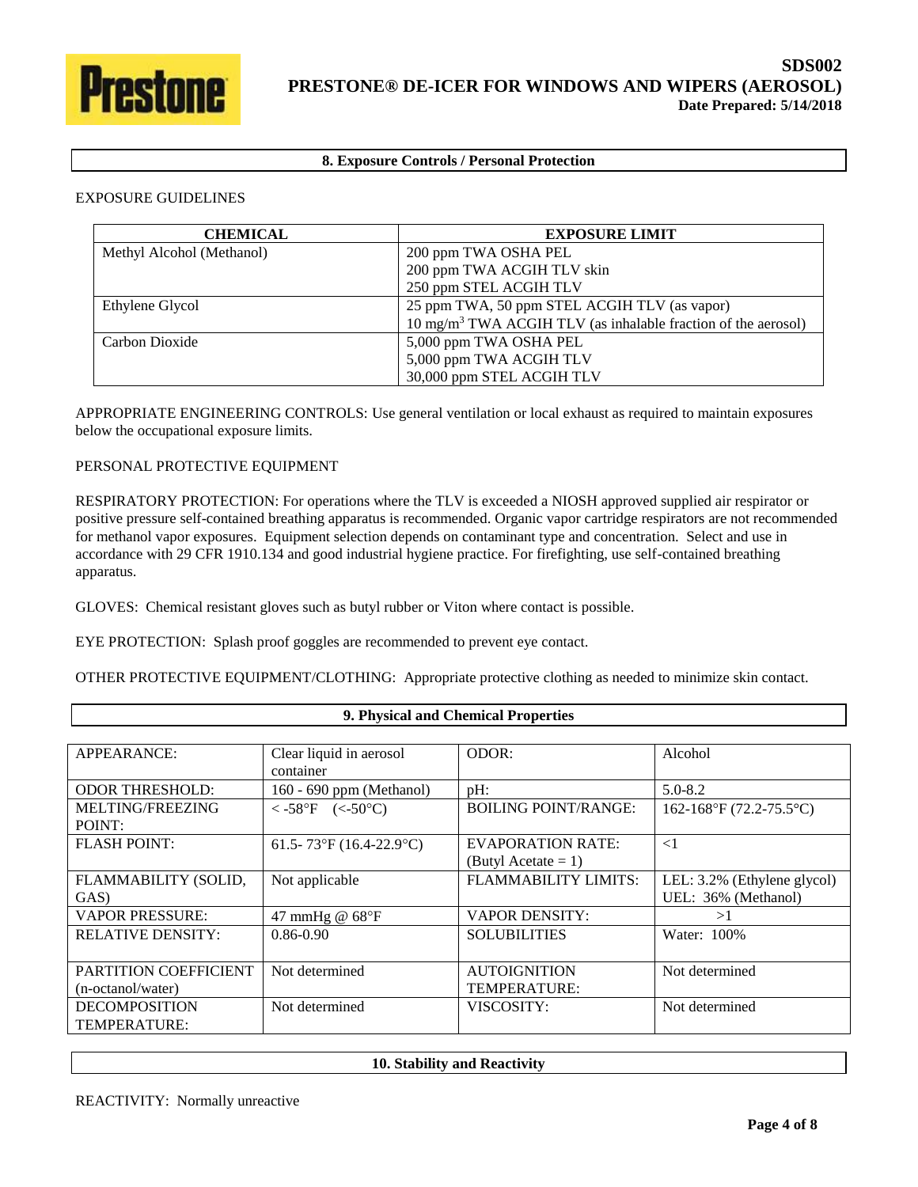## 8. Exposure Controls / Personal Protection

EXPOSURE GUIDELINES

| CHEMICAL | EXPOSURE LIMIT |
|---|---|
| Methyl Alcohol (Methanol) | 200 ppm TWA OSHA PEL<br>200 ppm TWA ACGIH TLV skin<br>250 ppm STEL ACGIH TLV |
| Ethylene Glycol | 25 ppm TWA, 50 ppm STEL ACGIH TLV (as vapor)<br>10 $mg/m^3$ TWA ACGIH TLV (as inhalable fraction of the aerosol) |
| Carbon Dioxide | 5,000 ppm TWA OSHA PEL<br>5,000 ppm TWA ACGIH TLV<br>30,000 ppm STEL ACGIH TLV |

APPROPRIATE ENGINEERING CONTROLS: Use general ventilation or local exhaust as required to maintain exposures below the occupational exposure limits.

PERSONAL PROTECTIVE EQUIPMENT

RESPIRATORY PROTECTION: For operations where the TLV is exceeded a NIOSH approved supplied air respirator or positive pressure self-contained breathing apparatus is recommended. Organic vapor cartridge respirators are not recommended for methanol vapor exposures. Equipment selection depends on contaminant type and concentration. Select and use in accordance with 29 CFR 1910.134 and good industrial hygiene practice. For firefighting, use self-contained breathing apparatus.

GLOVES: Chemical resistant gloves such as butyl rubber or Viton where contact is possible.

EYE PROTECTION: Splash proof goggles are recommended to prevent eye contact.

OTHER PROTECTIVE EQUIPMENT/CLOTHING: Appropriate protective clothing as needed to minimize skin contact.

## 9. Physical and Chemical Properties

| | | | |
|---|---|---|---|
| APPEARANCE: | Clear liquid in aerosol container | ODOR: | Alcohol |
| ODOR THRESHOLD: | 160 - 690 ppm (Methanol) | pH: | 5.0-8.2 |
| MELTING/FREEZING POINT: | < -58°F (<-50°C) | BOILING POINT/RANGE: | 162-168°F (72.2-75.5°C) |
| FLASH POINT: | 61.5- 73°F (16.4-22.9°C) | EVAPORATION RATE: (Butyl Acetate = 1) | <1 |
| FLAMMABILITY (SOLID, GAS) | Not applicable | FLAMMABILITY LIMITS: | LEL: 3.2% (Ethylene glycol)<br>UEL: 36% (Methanol) |
| VAPOR PRESSURE: | 47 mmHg @ 68°F | VAPOR DENSITY: | >1 |
| RELATIVE DENSITY: | 0.86-0.90 | SOLUBILITIES | Water: 100% |
| PARTITION COEFFICIENT (n-octanol/water) | Not determined | AUTOIGNITION TEMPERATURE: | Not determined |
| DECOMPOSITION TEMPERATURE: | Not determined | VISCOSITY: | Not determined |

## 10. Stability and Reactivity

REACTIVITY: Normally unreactive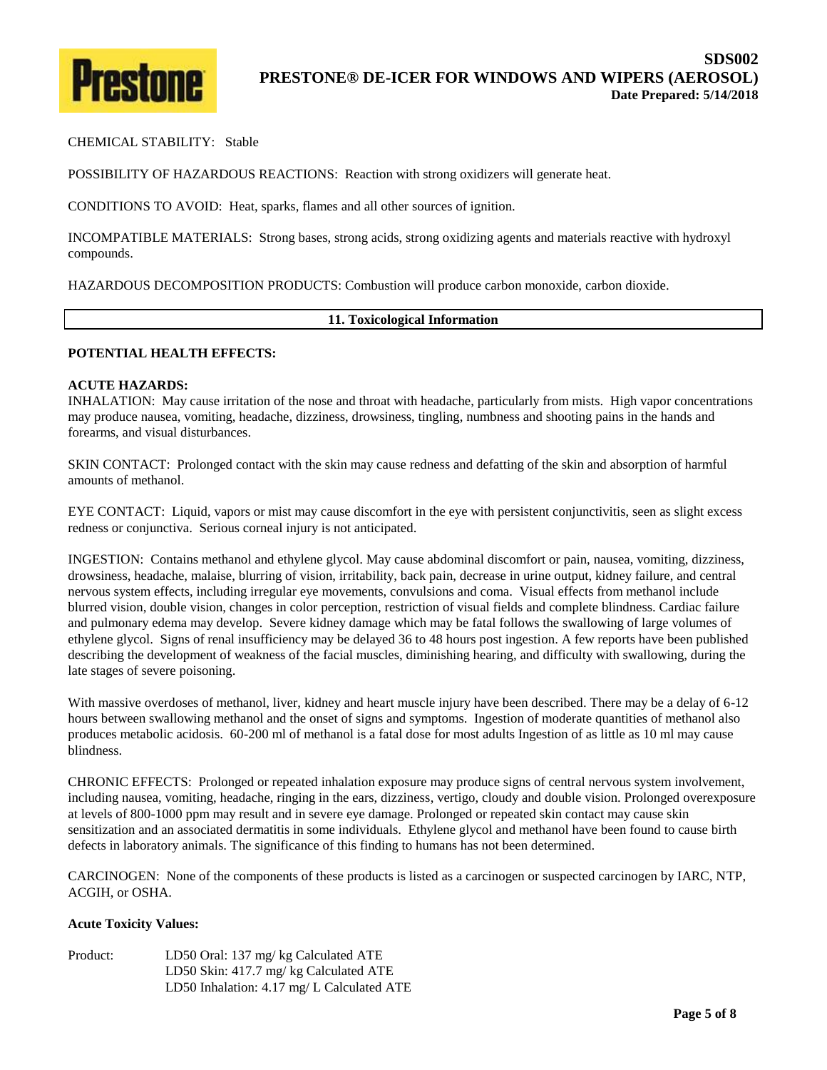CHEMICAL STABILITY: Stable

POSSIBILITY OF HAZARDOUS REACTIONS: Reaction with strong oxidizers will generate heat.

CONDITIONS TO AVOID: Heat, sparks, flames and all other sources of ignition.

INCOMPATIBLE MATERIALS: Strong bases, strong acids, strong oxidizing agents and materials reactive with hydroxyl compounds.

HAZARDOUS DECOMPOSITION PRODUCTS: Combustion will produce carbon monoxide, carbon dioxide.

## 11. Toxicological Information

**POTENTIAL HEALTH EFFECTS:**

**ACUTE HAZARDS:**

INHALATION: May cause irritation of the nose and throat with headache, particularly from mists. High vapor concentrations may produce nausea, vomiting, headache, dizziness, drowsiness, tingling, numbness and shooting pains in the hands and forearms, and visual disturbances.

SKIN CONTACT: Prolonged contact with the skin may cause redness and defatting of the skin and absorption of harmful amounts of methanol.

EYE CONTACT: Liquid, vapors or mist may cause discomfort in the eye with persistent conjunctivitis, seen as slight excess redness or conjunctiva. Serious corneal injury is not anticipated.

INGESTION: Contains methanol and ethylene glycol. May cause abdominal discomfort or pain, nausea, vomiting, dizziness, drowsiness, headache, malaise, blurring of vision, irritability, back pain, decrease in urine output, kidney failure, and central nervous system effects, including irregular eye movements, convulsions and coma. Visual effects from methanol include blurred vision, double vision, changes in color perception, restriction of visual fields and complete blindness. Cardiac failure and pulmonary edema may develop. Severe kidney damage which may be fatal follows the swallowing of large volumes of ethylene glycol. Signs of renal insufficiency may be delayed 36 to 48 hours post ingestion. A few reports have been published describing the development of weakness of the facial muscles, diminishing hearing, and difficulty with swallowing, during the late stages of severe poisoning.

With massive overdoses of methanol, liver, kidney and heart muscle injury have been described. There may be a delay of 6-12 hours between swallowing methanol and the onset of signs and symptoms. Ingestion of moderate quantities of methanol also produces metabolic acidosis. 60-200 ml of methanol is a fatal dose for most adults Ingestion of as little as 10 ml may cause blindness.

CHRONIC EFFECTS: Prolonged or repeated inhalation exposure may produce signs of central nervous system involvement, including nausea, vomiting, headache, ringing in the ears, dizziness, vertigo, cloudy and double vision. Prolonged overexposure at levels of 800-1000 ppm may result and in severe eye damage. Prolonged or repeated skin contact may cause skin sensitization and an associated dermatitis in some individuals. Ethylene glycol and methanol have been found to cause birth defects in laboratory animals. The significance of this finding to humans has not been determined.

CARCINOGEN: None of the components of these products is listed as a carcinogen or suspected carcinogen by IARC, NTP, ACGIH, or OSHA.

**Acute Toxicity Values:**

Product: LD50 Oral: 137 mg/ kg Calculated ATE
LD50 Skin: 417.7 mg/ kg Calculated ATE
LD50 Inhalation: 4.17 mg/ L Calculated ATE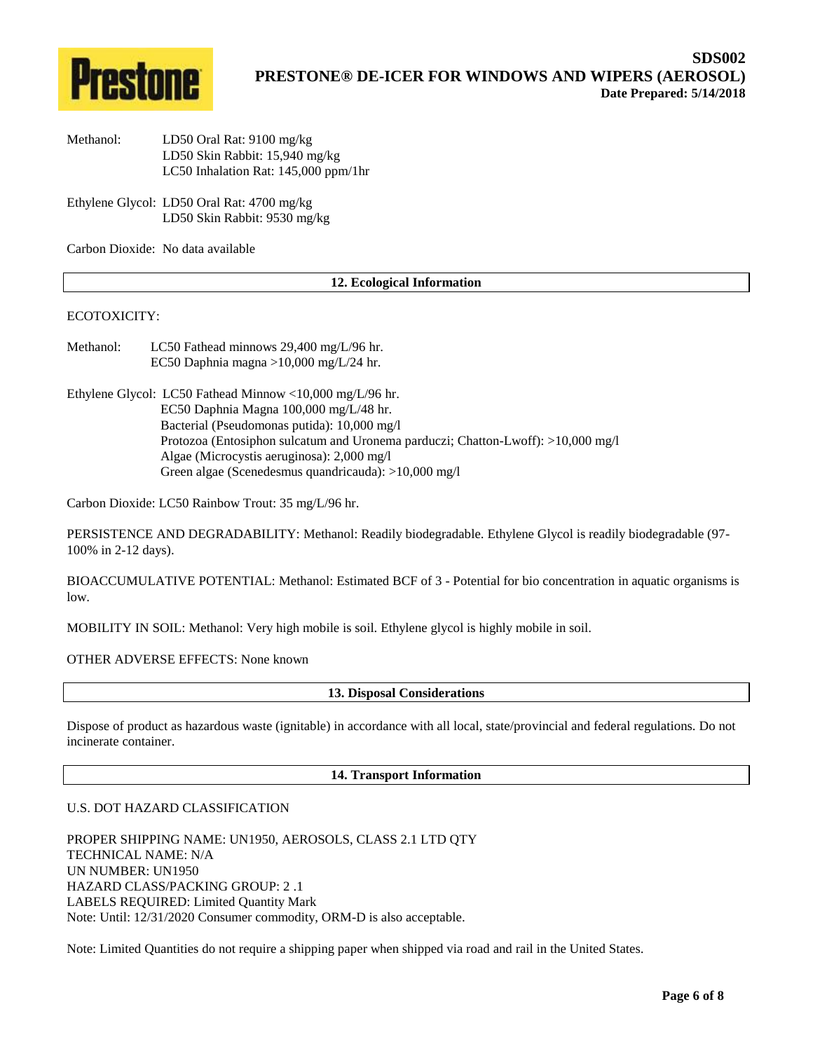Methanol: LD50 Oral Rat: 9100 mg/kg
LD50 Skin Rabbit: 15,940 mg/kg
LC50 Inhalation Rat: 145,000 ppm/1hr

Ethylene Glycol: LD50 Oral Rat: 4700 mg/kg
LD50 Skin Rabbit: 9530 mg/kg

Carbon Dioxide: No data available

## 12. Ecological Information

ECOTOXICITY:

Methanol: LC50 Fathead minnows 29,400 mg/L/96 hr.
EC50 Daphnia magna >10,000 mg/L/24 hr.

Ethylene Glycol: LC50 Fathead Minnow <10,000 mg/L/96 hr.
EC50 Daphnia Magna 100,000 mg/L/48 hr.
Bacterial (Pseudomonas putida): 10,000 mg/l
Protozoa (Entosiphon sulcatum and Uronema parduczi; Chatton-Lwoff): >10,000 mg/l
Algae (Microcystis aeruginosa): 2,000 mg/l
Green algae (Scenedesmus quandricauda): >10,000 mg/l

Carbon Dioxide: LC50 Rainbow Trout: 35 mg/L/96 hr.

PERSISTENCE AND DEGRADABILITY: Methanol: Readily biodegradable. Ethylene Glycol is readily biodegradable (97-100% in 2-12 days).

BIOACCUMULATIVE POTENTIAL: Methanol: Estimated BCF of 3 - Potential for bio concentration in aquatic organisms is low.

MOBILITY IN SOIL: Methanol: Very high mobile is soil. Ethylene glycol is highly mobile in soil.

OTHER ADVERSE EFFECTS: None known

## 13. Disposal Considerations

Dispose of product as hazardous waste (ignitable) in accordance with all local, state/provincial and federal regulations. Do not incinerate container.

## 14. Transport Information

U.S. DOT HAZARD CLASSIFICATION

PROPER SHIPPING NAME: UN1950, AEROSOLS, CLASS 2.1 LTD QTY
TECHNICAL NAME: N/A
UN NUMBER: UN1950
HAZARD CLASS/PACKING GROUP: 2 .1
LABELS REQUIRED: Limited Quantity Mark
Note: Until: 12/31/2020 Consumer commodity, ORM-D is also acceptable.

Note: Limited Quantities do not require a shipping paper when shipped via road and rail in the United States.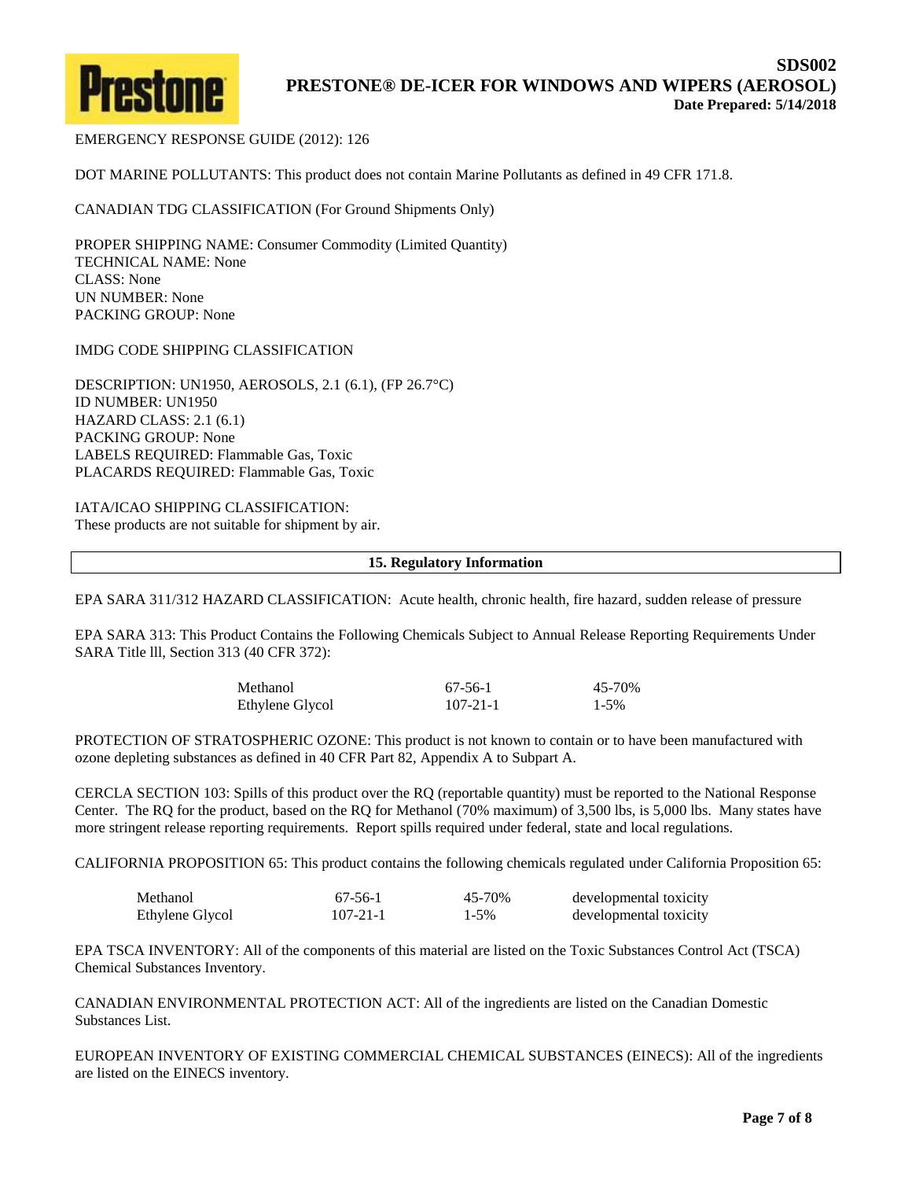EMERGENCY RESPONSE GUIDE (2012): 126

DOT MARINE POLLUTANTS: This product does not contain Marine Pollutants as defined in 49 CFR 171.8.

CANADIAN TDG CLASSIFICATION (For Ground Shipments Only)

PROPER SHIPPING NAME: Consumer Commodity (Limited Quantity)
TECHNICAL NAME: None
CLASS: None
UN NUMBER: None
PACKING GROUP: None

IMDG CODE SHIPPING CLASSIFICATION

DESCRIPTION: UN1950, AEROSOLS, 2.1 (6.1), (FP 26.7°C)
ID NUMBER: UN1950
HAZARD CLASS: 2.1 (6.1)
PACKING GROUP: None
LABELS REQUIRED: Flammable Gas, Toxic
PLACARDS REQUIRED: Flammable Gas, Toxic

IATA/ICAO SHIPPING CLASSIFICATION:
These products are not suitable for shipment by air.

## 15. Regulatory Information

EPA SARA 311/312 HAZARD CLASSIFICATION: Acute health, chronic health, fire hazard, sudden release of pressure

EPA SARA 313: This Product Contains the Following Chemicals Subject to Annual Release Reporting Requirements Under SARA Title lll, Section 313 (40 CFR 372):

| | | |
|---|---|---|
| Methanol | 67-56-1 | 45-70% |
| Ethylene Glycol | 107-21-1 | 1-5% |

PROTECTION OF STRATOSPHERIC OZONE: This product is not known to contain or to have been manufactured with ozone depleting substances as defined in 40 CFR Part 82, Appendix A to Subpart A.

CERCLA SECTION 103: Spills of this product over the RQ (reportable quantity) must be reported to the National Response Center. The RQ for the product, based on the RQ for Methanol (70% maximum) of 3,500 lbs, is 5,000 lbs. Many states have more stringent release reporting requirements. Report spills required under federal, state and local regulations.

CALIFORNIA PROPOSITION 65: This product contains the following chemicals regulated under California Proposition 65:

| | | | |
|---|---|---|---|
| Methanol | 67-56-1 | 45-70% | developmental toxicity |
| Ethylene Glycol | 107-21-1 | 1-5% | developmental toxicity |

EPA TSCA INVENTORY: All of the components of this material are listed on the Toxic Substances Control Act (TSCA) Chemical Substances Inventory.

CANADIAN ENVIRONMENTAL PROTECTION ACT: All of the ingredients are listed on the Canadian Domestic Substances List.

EUROPEAN INVENTORY OF EXISTING COMMERCIAL CHEMICAL SUBSTANCES (EINECS): All of the ingredients are listed on the EINECS inventory.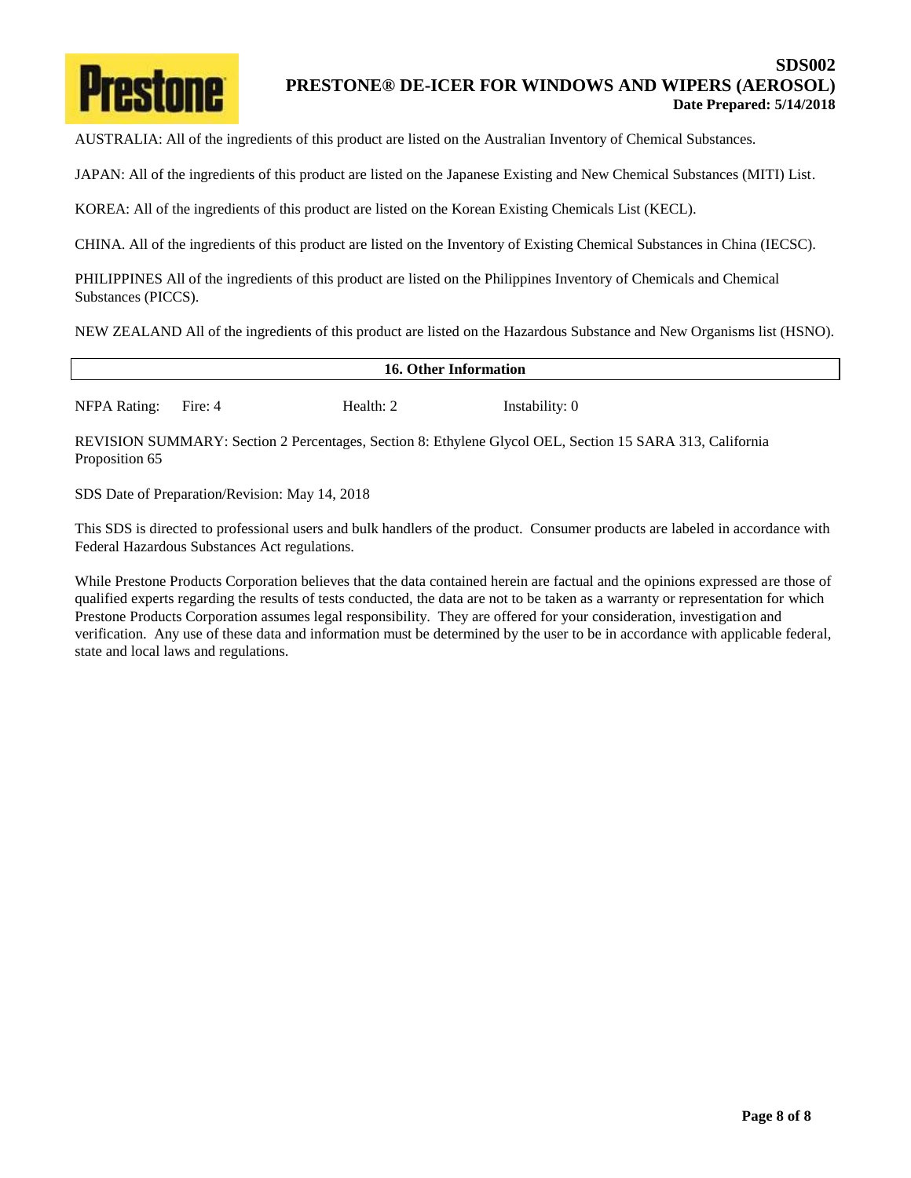AUSTRALIA: All of the ingredients of this product are listed on the Australian Inventory of Chemical Substances.

JAPAN: All of the ingredients of this product are listed on the Japanese Existing and New Chemical Substances (MITI) List.

KOREA: All of the ingredients of this product are listed on the Korean Existing Chemicals List (KECL).

CHINA. All of the ingredients of this product are listed on the Inventory of Existing Chemical Substances in China (IECSC).

PHILIPPINES All of the ingredients of this product are listed on the Philippines Inventory of Chemicals and Chemical Substances (PICCS).

NEW ZEALAND All of the ingredients of this product are listed on the Hazardous Substance and New Organisms list (HSNO).

## 16. Other Information

NFPA Rating: Fire: 4 Health: 2 Instability: 0

REVISION SUMMARY: Section 2 Percentages, Section 8: Ethylene Glycol OEL, Section 15 SARA 313, California Proposition 65

SDS Date of Preparation/Revision: May 14, 2018

This SDS is directed to professional users and bulk handlers of the product. Consumer products are labeled in accordance with Federal Hazardous Substances Act regulations.

While Prestone Products Corporation believes that the data contained herein are factual and the opinions expressed are those of qualified experts regarding the results of tests conducted, the data are not to be taken as a warranty or representation for which Prestone Products Corporation assumes legal responsibility. They are offered for your consideration, investigation and verification. Any use of these data and information must be determined by the user to be in accordance with applicable federal, state and local laws and regulations.